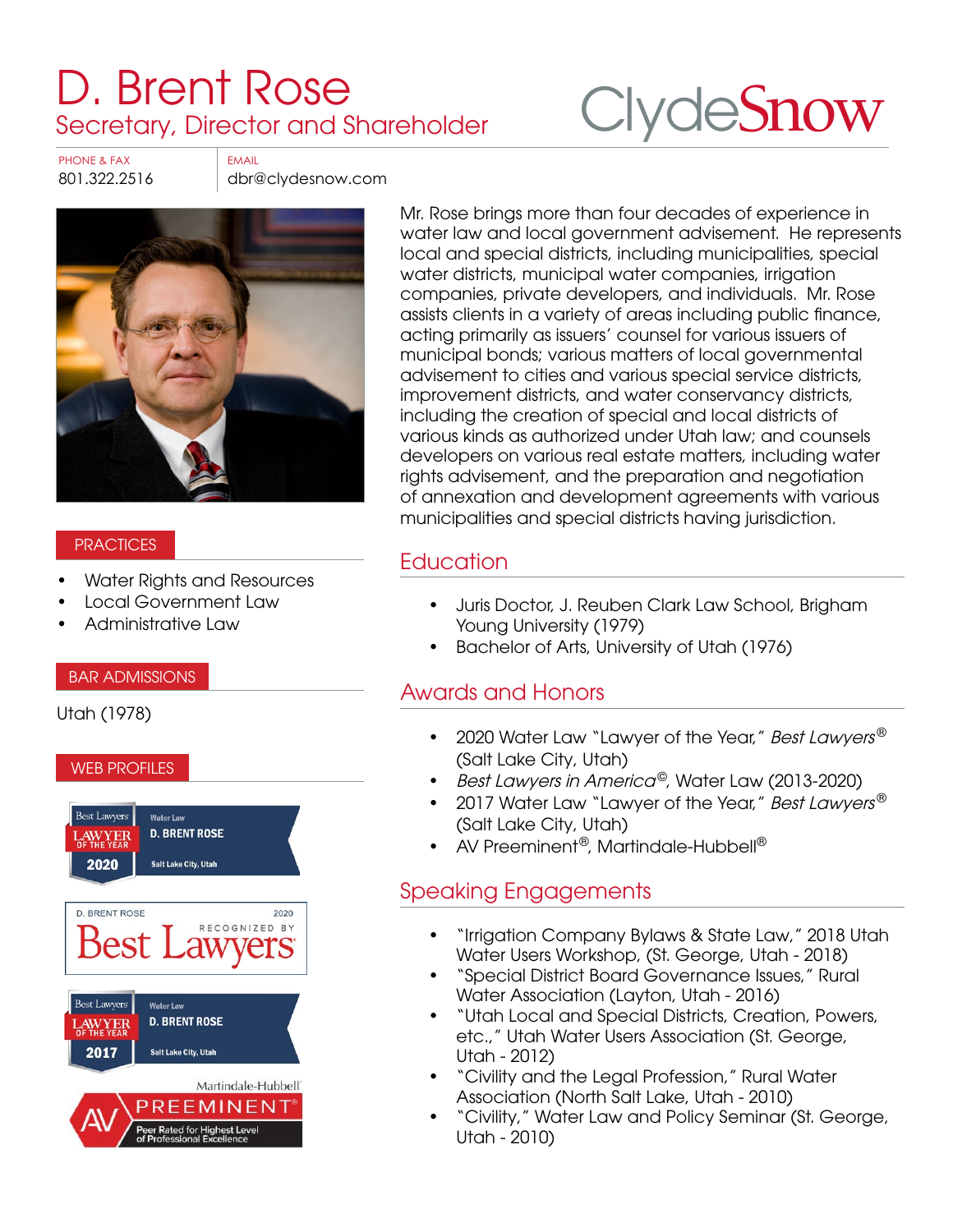# D. Brent Rose

## Secretary, Director and Shareholder

ClydeSnow

PHONE & FAX
801.322.2516

EMAIL
dbr@clydesnow.com

Mr. Rose brings more than four decades of experience in water law and local government advisement. He represents local and special districts, including municipalities, special water districts, municipal water companies, irrigation companies, private developers, and individuals. Mr. Rose assists clients in a variety of areas including public finance, acting primarily as issuers' counsel for various issuers of municipal bonds; various matters of local governmental advisement to cities and various special service districts, improvement districts, and water conservancy districts, including the creation of special and local districts of various kinds as authorized under Utah law; and counsels developers on various real estate matters, including water rights advisement, and the preparation and negotiation of annexation and development agreements with various municipalities and special districts having jurisdiction.

### PRACTICES

- Water Rights and Resources
- Local Government Law
- Administrative Law

### BAR ADMISSIONS

Utah (1978)

### WEB PROFILES

Best Lawyers — Lawyer of the Year 2020 — Water Law — D. Brent Rose — Salt Lake City, Utah

D. Brent Rose — 2020 — Recognized by Best Lawyers

Best Lawyers — Lawyer of the Year 2017 — Water Law — D. Brent Rose — Salt Lake City, Utah

Martindale-Hubbell — AV Preeminent — Peer Rated for Highest Level of Professional Excellence

## Education

- Juris Doctor, J. Reuben Clark Law School, Brigham Young University (1979)
- Bachelor of Arts, University of Utah (1976)

## Awards and Honors

- 2020 Water Law "Lawyer of the Year," *Best Lawyers*® (Salt Lake City, Utah)
- *Best Lawyers in America*©, Water Law (2013-2020)
- 2017 Water Law "Lawyer of the Year," *Best Lawyers*® (Salt Lake City, Utah)
- AV Preeminent®, Martindale-Hubbell®

## Speaking Engagements

- "Irrigation Company Bylaws & State Law," 2018 Utah Water Users Workshop, (St. George, Utah - 2018)
- "Special District Board Governance Issues," Rural Water Association (Layton, Utah - 2016)
- "Utah Local and Special Districts, Creation, Powers, etc.," Utah Water Users Association (St. George, Utah - 2012)
- "Civility and the Legal Profession," Rural Water Association (North Salt Lake, Utah - 2010)
- "Civility," Water Law and Policy Seminar (St. George, Utah - 2010)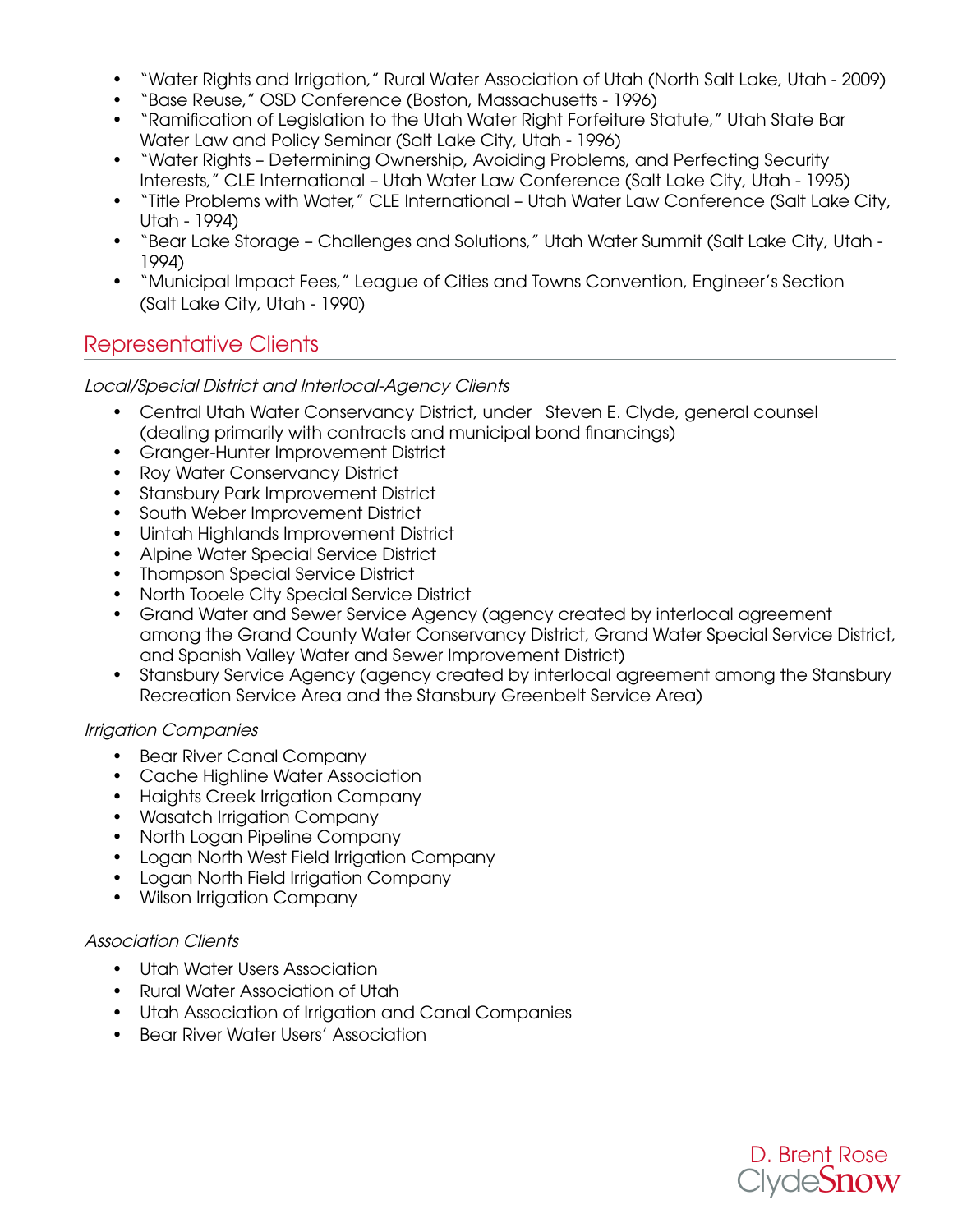- "Water Rights and Irrigation," Rural Water Association of Utah (North Salt Lake, Utah - 2009)
- "Base Reuse," OSD Conference (Boston, Massachusetts - 1996)
- "Ramification of Legislation to the Utah Water Right Forfeiture Statute," Utah State Bar Water Law and Policy Seminar (Salt Lake City, Utah - 1996)
- "Water Rights – Determining Ownership, Avoiding Problems, and Perfecting Security Interests," CLE International – Utah Water Law Conference (Salt Lake City, Utah - 1995)
- "Title Problems with Water," CLE International – Utah Water Law Conference (Salt Lake City, Utah - 1994)
- "Bear Lake Storage – Challenges and Solutions," Utah Water Summit (Salt Lake City, Utah - 1994)
- "Municipal Impact Fees," League of Cities and Towns Convention, Engineer's Section (Salt Lake City, Utah - 1990)

## Representative Clients

*Local/Special District and Interlocal-Agency Clients*

- Central Utah Water Conservancy District, under Steven E. Clyde, general counsel (dealing primarily with contracts and municipal bond financings)
- Granger-Hunter Improvement District
- Roy Water Conservancy District
- Stansbury Park Improvement District
- South Weber Improvement District
- Uintah Highlands Improvement District
- Alpine Water Special Service District
- Thompson Special Service District
- North Tooele City Special Service District
- Grand Water and Sewer Service Agency (agency created by interlocal agreement among the Grand County Water Conservancy District, Grand Water Special Service District, and Spanish Valley Water and Sewer Improvement District)
- Stansbury Service Agency (agency created by interlocal agreement among the Stansbury Recreation Service Area and the Stansbury Greenbelt Service Area)

*Irrigation Companies*

- Bear River Canal Company
- Cache Highline Water Association
- Haights Creek Irrigation Company
- Wasatch Irrigation Company
- North Logan Pipeline Company
- Logan North West Field Irrigation Company
- Logan North Field Irrigation Company
- Wilson Irrigation Company

*Association Clients*

- Utah Water Users Association
- Rural Water Association of Utah
- Utah Association of Irrigation and Canal Companies
- Bear River Water Users' Association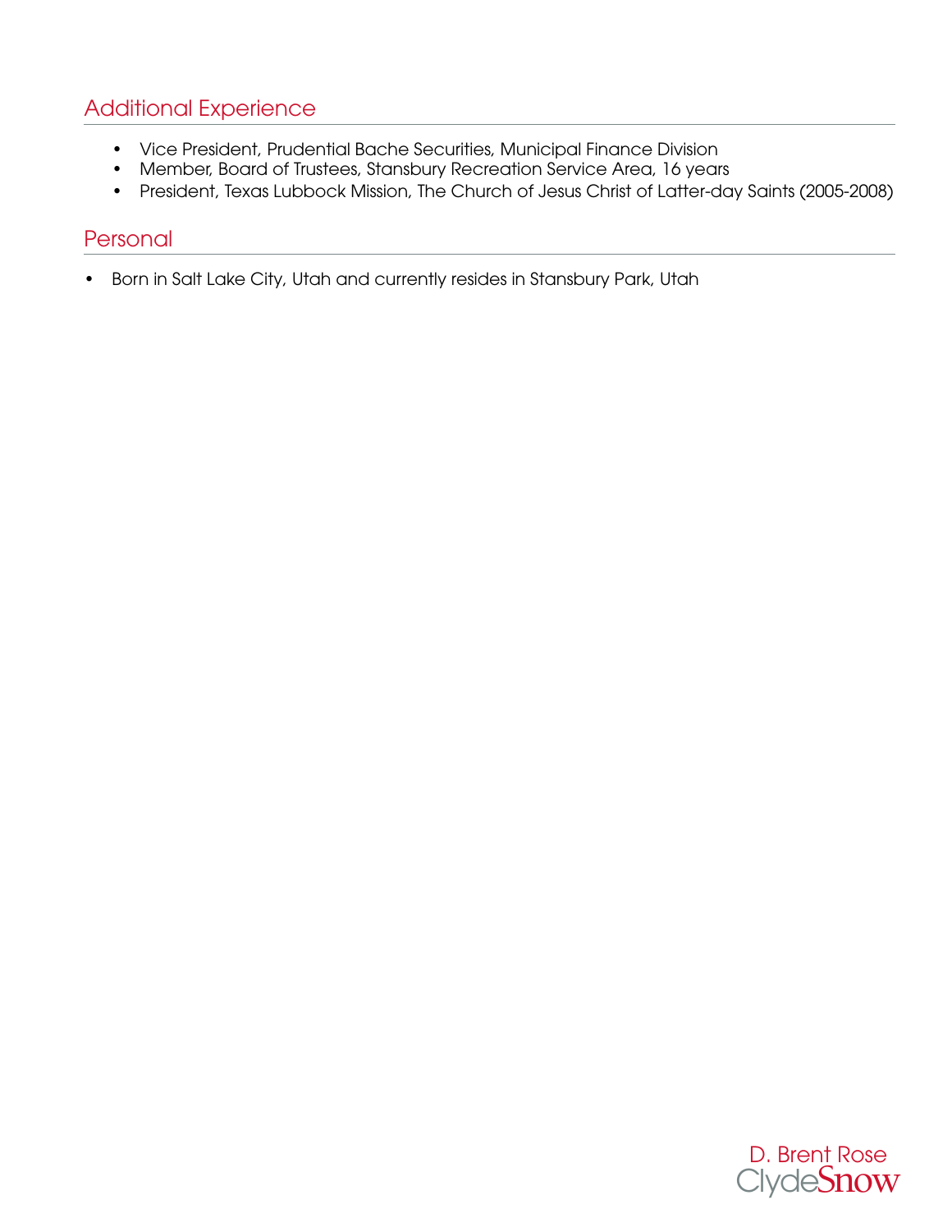## Additional Experience

- Vice President, Prudential Bache Securities, Municipal Finance Division
- Member, Board of Trustees, Stansbury Recreation Service Area, 16 years
- President, Texas Lubbock Mission, The Church of Jesus Christ of Latter-day Saints (2005-2008)

## Personal

- Born in Salt Lake City, Utah and currently resides in Stansbury Park, Utah